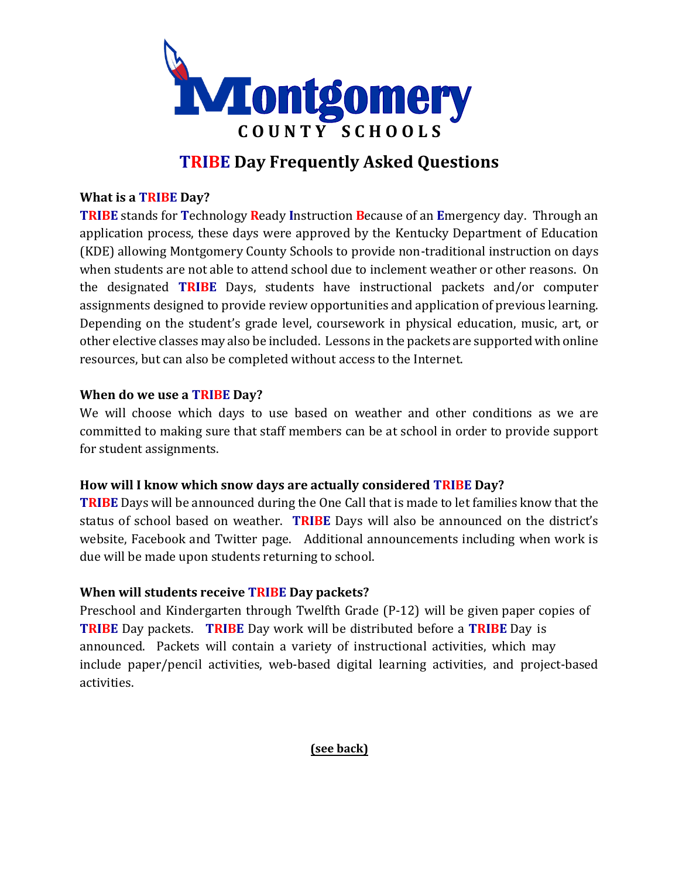# Montgomery COUNTY SCHOOLS

## TRIBE Day Frequently Asked Questions

**What is a TRIBE Day?**

**TRIBE** stands for **T**echnology **R**eady **I**nstruction **B**ecause of an **E**mergency day. Through an application process, these days were approved by the Kentucky Department of Education (KDE) allowing Montgomery County Schools to provide non-traditional instruction on days when students are not able to attend school due to inclement weather or other reasons. On the designated **TRIBE** Days, students have instructional packets and/or computer assignments designed to provide review opportunities and application of previous learning. Depending on the student's grade level, coursework in physical education, music, art, or other elective classes may also be included. Lessons in the packets are supported with online resources, but can also be completed without access to the Internet.

**When do we use a TRIBE Day?**

We will choose which days to use based on weather and other conditions as we are committed to making sure that staff members can be at school in order to provide support for student assignments.

**How will I know which snow days are actually considered TRIBE Day?**

**TRIBE** Days will be announced during the One Call that is made to let families know that the status of school based on weather. **TRIBE** Days will also be announced on the district's website, Facebook and Twitter page. Additional announcements including when work is due will be made upon students returning to school.

**When will students receive TRIBE Day packets?**

Preschool and Kindergarten through Twelfth Grade (P-12) will be given paper copies of **TRIBE** Day packets. **TRIBE** Day work will be distributed before a **TRIBE** Day is announced. Packets will contain a variety of instructional activities, which may include paper/pencil activities, web-based digital learning activities, and project-based activities.

**(see back)**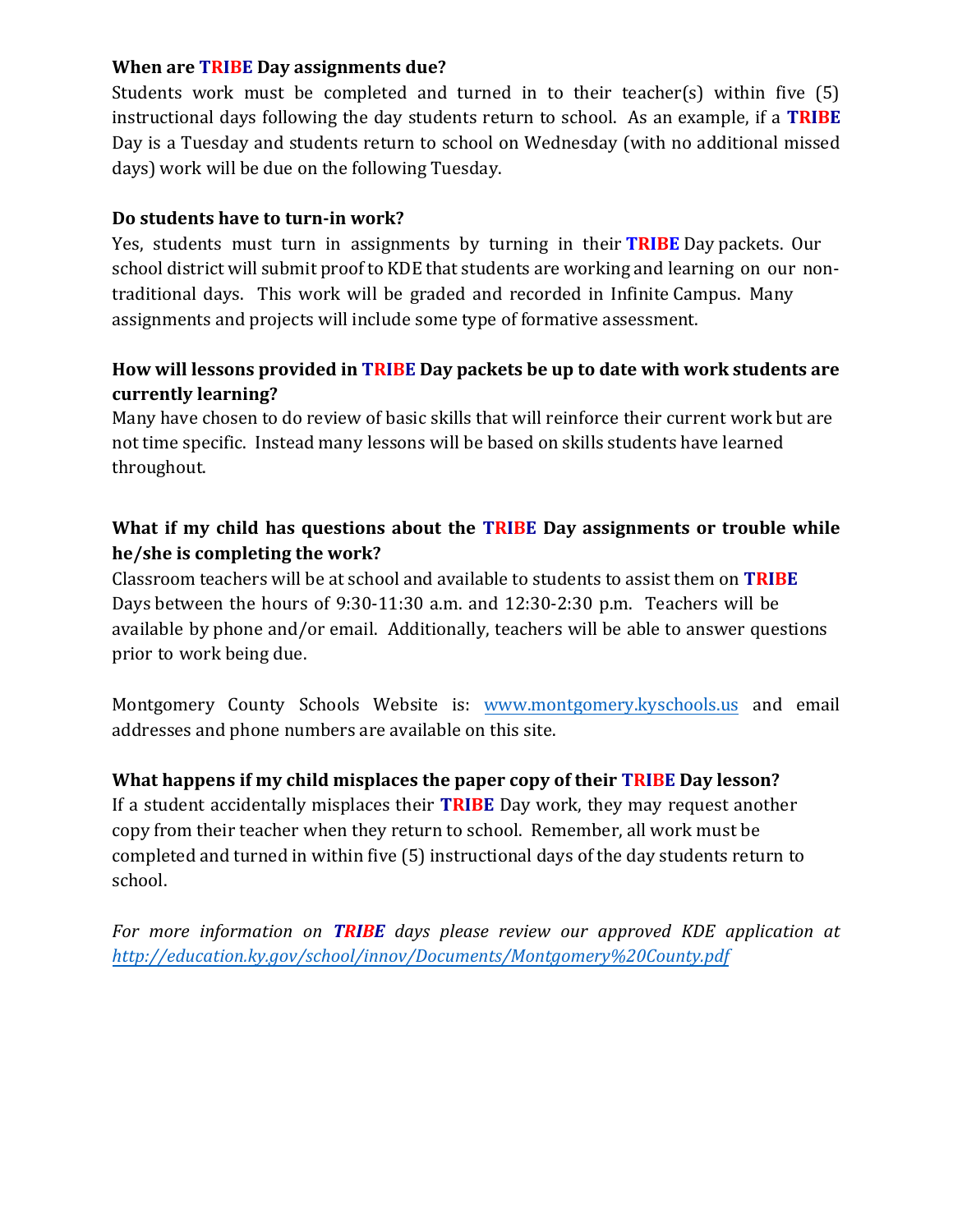**When are TRIBE Day assignments due?**

Students work must be completed and turned in to their teacher(s) within five (5) instructional days following the day students return to school. As an example, if a **TRIBE** Day is a Tuesday and students return to school on Wednesday (with no additional missed days) work will be due on the following Tuesday.

**Do students have to turn-in work?**

Yes, students must turn in assignments by turning in their **TRIBE** Day packets. Our school district will submit proof to KDE that students are working and learning on our non-traditional days. This work will be graded and recorded in Infinite Campus. Many assignments and projects will include some type of formative assessment.

**How will lessons provided in TRIBE Day packets be up to date with work students are currently learning?**

Many have chosen to do review of basic skills that will reinforce their current work but are not time specific. Instead many lessons will be based on skills students have learned throughout.

**What if my child has questions about the TRIBE Day assignments or trouble while he/she is completing the work?**

Classroom teachers will be at school and available to students to assist them on **TRIBE** Days between the hours of 9:30-11:30 a.m. and 12:30-2:30 p.m. Teachers will be available by phone and/or email. Additionally, teachers will be able to answer questions prior to work being due.

Montgomery County Schools Website is: [www.montgomery.kyschools.us](http://www.montgomery.kyschools.us) and email addresses and phone numbers are available on this site.

**What happens if my child misplaces the paper copy of their TRIBE Day lesson?**

If a student accidentally misplaces their **TRIBE** Day work, they may request another copy from their teacher when they return to school. Remember, all work must be completed and turned in within five (5) instructional days of the day students return to school.

*For more information on **TRIBE** days please review our approved KDE application at [http://education.ky.gov/school/innov/Documents/Montgomery%20County.pdf](http://education.ky.gov/school/innov/Documents/Montgomery%20County.pdf)*